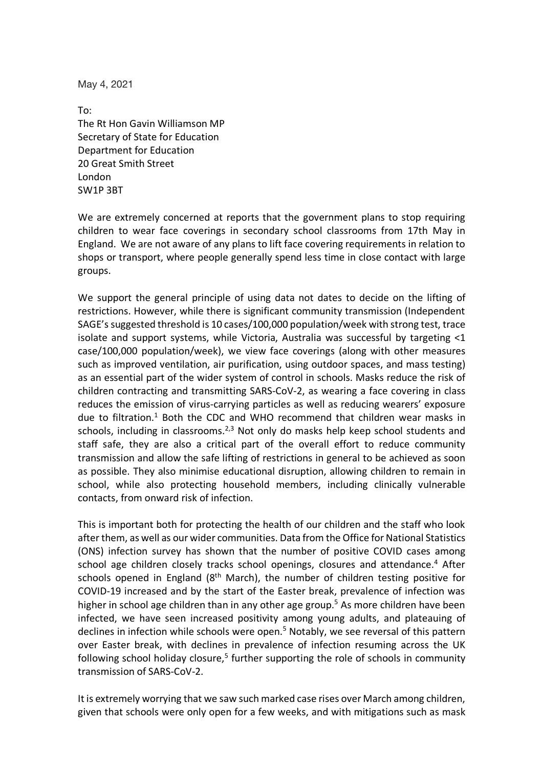May 4, 2021

To:
The Rt Hon Gavin Williamson MP
Secretary of State for Education
Department for Education
20 Great Smith Street
London
SW1P 3BT

We are extremely concerned at reports that the government plans to stop requiring children to wear face coverings in secondary school classrooms from 17th May in England. We are not aware of any plans to lift face covering requirements in relation to shops or transport, where people generally spend less time in close contact with large groups.

We support the general principle of using data not dates to decide on the lifting of restrictions. However, while there is significant community transmission (Independent SAGE's suggested threshold is 10 cases/100,000 population/week with strong test, trace isolate and support systems, while Victoria, Australia was successful by targeting <1 case/100,000 population/week), we view face coverings (along with other measures such as improved ventilation, air purification, using outdoor spaces, and mass testing) as an essential part of the wider system of control in schools. Masks reduce the risk of children contracting and transmitting SARS-CoV-2, as wearing a face covering in class reduces the emission of virus-carrying particles as well as reducing wearers' exposure due to filtration.[1] Both the CDC and WHO recommend that children wear masks in schools, including in classrooms.[2,3] Not only do masks help keep school students and staff safe, they are also a critical part of the overall effort to reduce community transmission and allow the safe lifting of restrictions in general to be achieved as soon as possible. They also minimise educational disruption, allowing children to remain in school, while also protecting household members, including clinically vulnerable contacts, from onward risk of infection.

This is important both for protecting the health of our children and the staff who look after them, as well as our wider communities. Data from the Office for National Statistics (ONS) infection survey has shown that the number of positive COVID cases among school age children closely tracks school openings, closures and attendance.[4] After schools opened in England (8th March), the number of children testing positive for COVID-19 increased and by the start of the Easter break, prevalence of infection was higher in school age children than in any other age group.[5] As more children have been infected, we have seen increased positivity among young adults, and plateauing of declines in infection while schools were open.[5] Notably, we see reversal of this pattern over Easter break, with declines in prevalence of infection resuming across the UK following school holiday closure,[5] further supporting the role of schools in community transmission of SARS-CoV-2.

It is extremely worrying that we saw such marked case rises over March among children, given that schools were only open for a few weeks, and with mitigations such as mask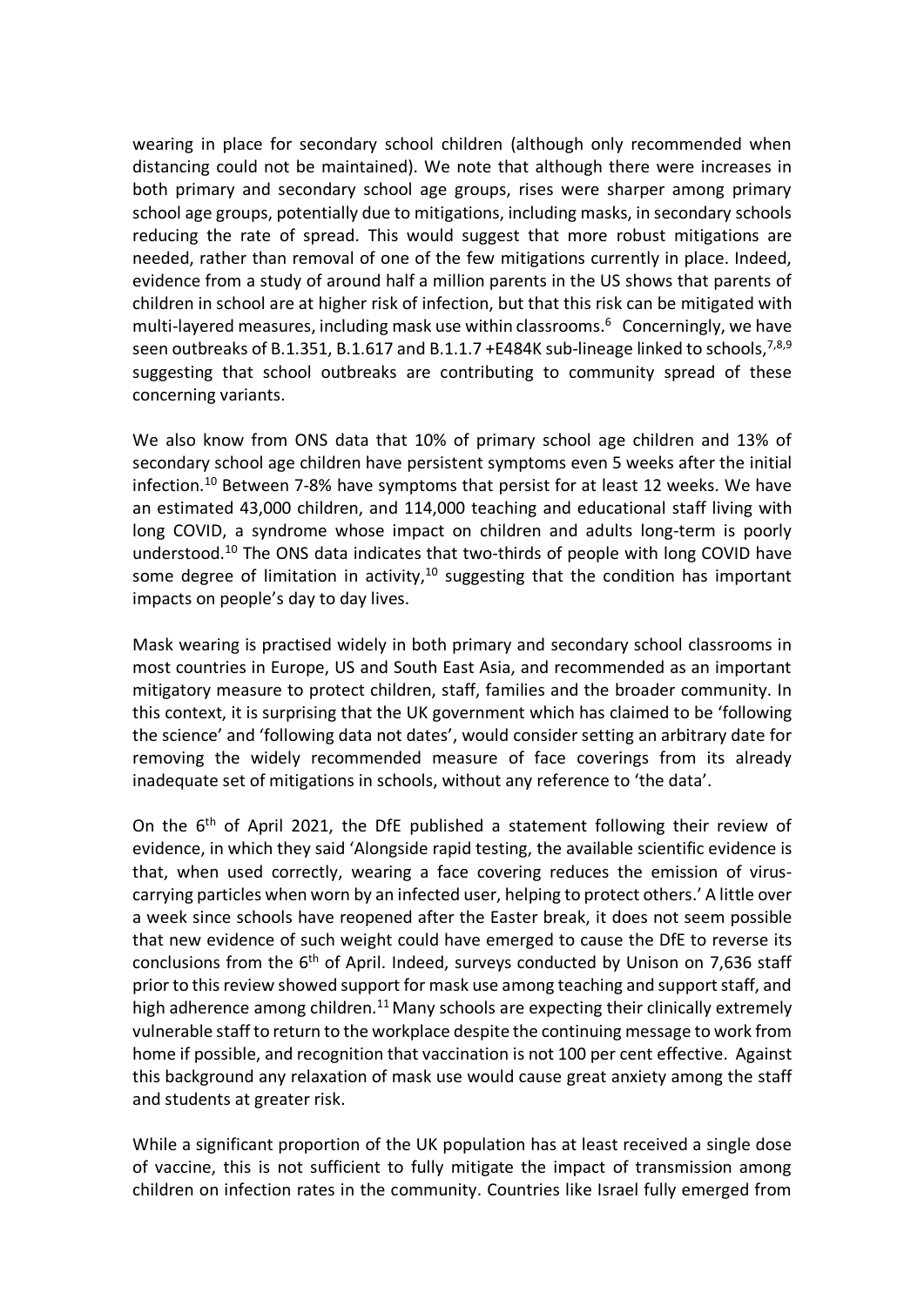wearing in place for secondary school children (although only recommended when distancing could not be maintained). We note that although there were increases in both primary and secondary school age groups, rises were sharper among primary school age groups, potentially due to mitigations, including masks, in secondary schools reducing the rate of spread. This would suggest that more robust mitigations are needed, rather than removal of one of the few mitigations currently in place. Indeed, evidence from a study of around half a million parents in the US shows that parents of children in school are at higher risk of infection, but that this risk can be mitigated with multi-layered measures, including mask use within classrooms.[6] Concerningly, we have seen outbreaks of B.1.351, B.1.617 and B.1.1.7 +E484K sub-lineage linked to schools,[7,8,9] suggesting that school outbreaks are contributing to community spread of these concerning variants.

We also know from ONS data that 10% of primary school age children and 13% of secondary school age children have persistent symptoms even 5 weeks after the initial infection.[10] Between 7-8% have symptoms that persist for at least 12 weeks. We have an estimated 43,000 children, and 114,000 teaching and educational staff living with long COVID, a syndrome whose impact on children and adults long-term is poorly understood.[10] The ONS data indicates that two-thirds of people with long COVID have some degree of limitation in activity,[10] suggesting that the condition has important impacts on people's day to day lives.

Mask wearing is practised widely in both primary and secondary school classrooms in most countries in Europe, US and South East Asia, and recommended as an important mitigatory measure to protect children, staff, families and the broader community. In this context, it is surprising that the UK government which has claimed to be 'following the science' and 'following data not dates', would consider setting an arbitrary date for removing the widely recommended measure of face coverings from its already inadequate set of mitigations in schools, without any reference to 'the data'.

On the 6th of April 2021, the DfE published a statement following their review of evidence, in which they said 'Alongside rapid testing, the available scientific evidence is that, when used correctly, wearing a face covering reduces the emission of virus-carrying particles when worn by an infected user, helping to protect others.' A little over a week since schools have reopened after the Easter break, it does not seem possible that new evidence of such weight could have emerged to cause the DfE to reverse its conclusions from the 6th of April. Indeed, surveys conducted by Unison on 7,636 staff prior to this review showed support for mask use among teaching and support staff, and high adherence among children.[11] Many schools are expecting their clinically extremely vulnerable staff to return to the workplace despite the continuing message to work from home if possible, and recognition that vaccination is not 100 per cent effective. Against this background any relaxation of mask use would cause great anxiety among the staff and students at greater risk.

While a significant proportion of the UK population has at least received a single dose of vaccine, this is not sufficient to fully mitigate the impact of transmission among children on infection rates in the community. Countries like Israel fully emerged from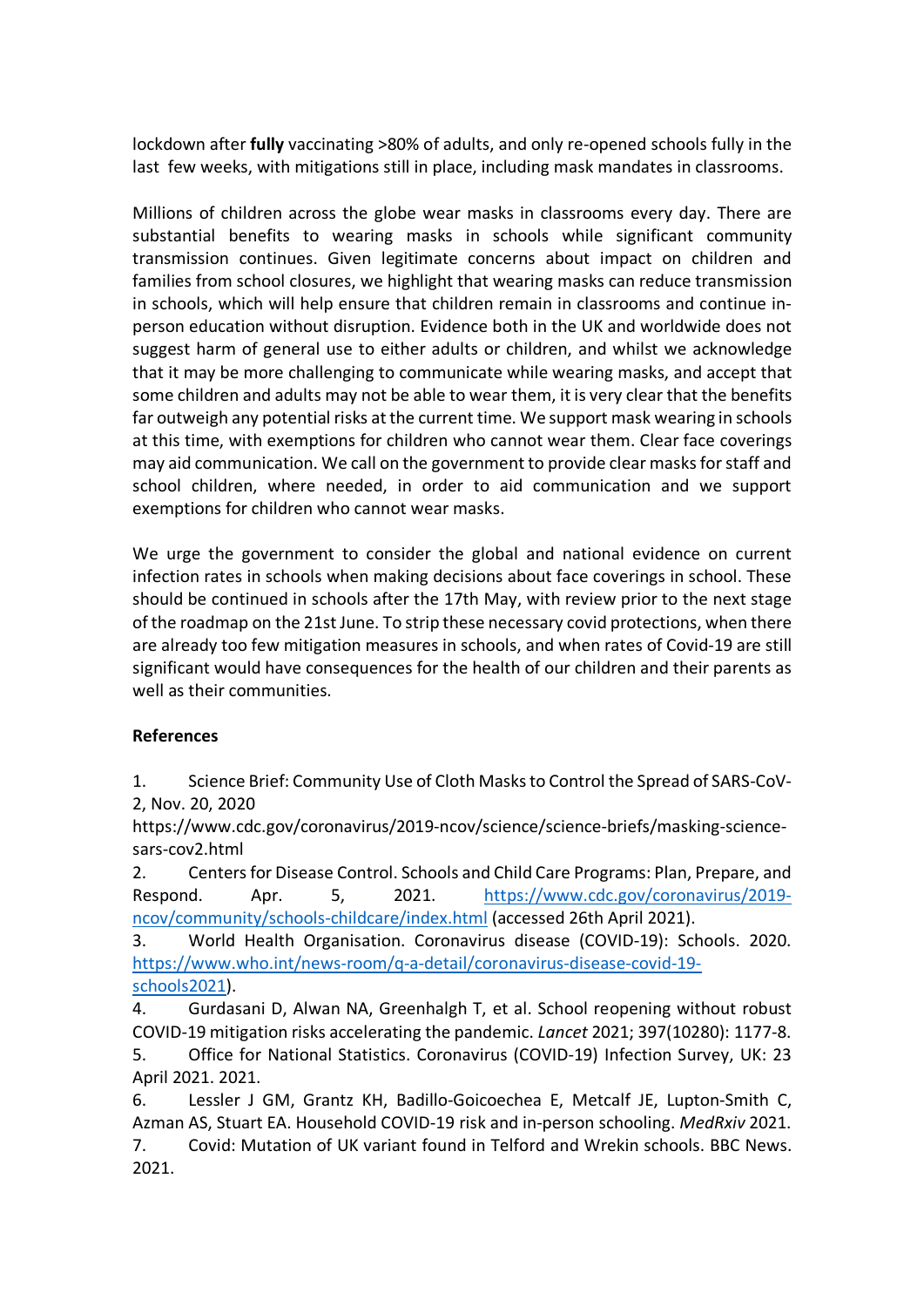lockdown after **fully** vaccinating >80% of adults, and only re-opened schools fully in the last few weeks, with mitigations still in place, including mask mandates in classrooms.

Millions of children across the globe wear masks in classrooms every day. There are substantial benefits to wearing masks in schools while significant community transmission continues. Given legitimate concerns about impact on children and families from school closures, we highlight that wearing masks can reduce transmission in schools, which will help ensure that children remain in classrooms and continue in-person education without disruption. Evidence both in the UK and worldwide does not suggest harm of general use to either adults or children, and whilst we acknowledge that it may be more challenging to communicate while wearing masks, and accept that some children and adults may not be able to wear them, it is very clear that the benefits far outweigh any potential risks at the current time. We support mask wearing in schools at this time, with exemptions for children who cannot wear them. Clear face coverings may aid communication. We call on the government to provide clear masks for staff and school children, where needed, in order to aid communication and we support exemptions for children who cannot wear masks.

We urge the government to consider the global and national evidence on current infection rates in schools when making decisions about face coverings in school. These should be continued in schools after the 17th May, with review prior to the next stage of the roadmap on the 21st June. To strip these necessary covid protections, when there are already too few mitigation measures in schools, and when rates of Covid-19 are still significant would have consequences for the health of our children and their parents as well as their communities.

**References**

1. Science Brief: Community Use of Cloth Masks to Control the Spread of SARS-CoV-2, Nov. 20, 2020 https://www.cdc.gov/coronavirus/2019-ncov/science/science-briefs/masking-science-sars-cov2.html
2. Centers for Disease Control. Schools and Child Care Programs: Plan, Prepare, and Respond. Apr. 5, 2021. https://www.cdc.gov/coronavirus/2019-ncov/community/schools-childcare/index.html (accessed 26th April 2021).
3. World Health Organisation. Coronavirus disease (COVID-19): Schools. 2020. https://www.who.int/news-room/q-a-detail/coronavirus-disease-covid-19-schools2021).
4. Gurdasani D, Alwan NA, Greenhalgh T, et al. School reopening without robust COVID-19 mitigation risks accelerating the pandemic. *Lancet* 2021; 397(10280): 1177-8.
5. Office for National Statistics. Coronavirus (COVID-19) Infection Survey, UK: 23 April 2021. 2021.
6. Lessler J GM, Grantz KH, Badillo-Goicoechea E, Metcalf JE, Lupton-Smith C, Azman AS, Stuart EA. Household COVID-19 risk and in-person schooling. *MedRxiv* 2021.
7. Covid: Mutation of UK variant found in Telford and Wrekin schools. BBC News. 2021.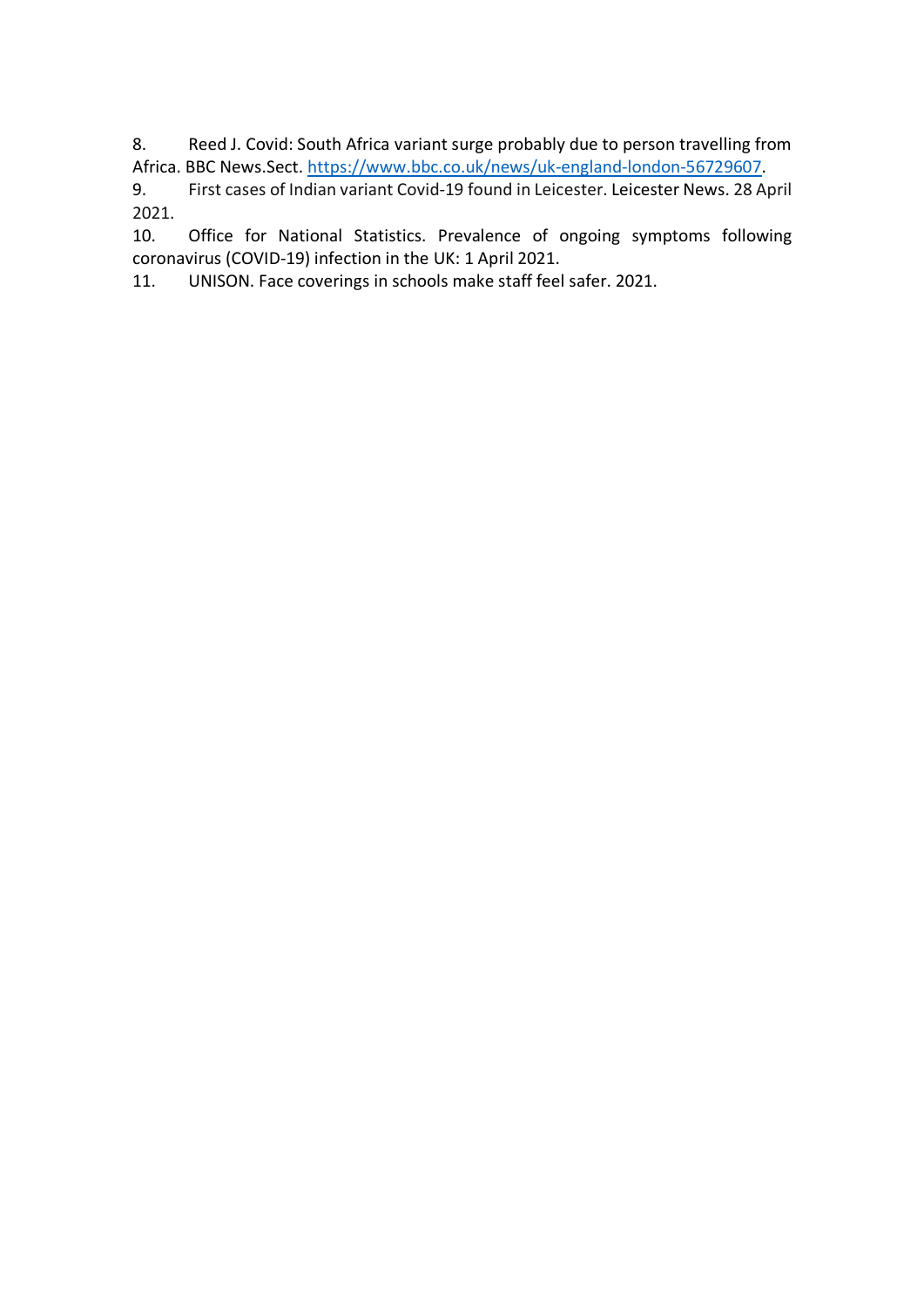8. Reed J. Covid: South Africa variant surge probably due to person travelling from Africa. BBC News.Sect. https://www.bbc.co.uk/news/uk-england-london-56729607.
9. First cases of Indian variant Covid-19 found in Leicester. Leicester News. 28 April 2021.
10. Office for National Statistics. Prevalence of ongoing symptoms following coronavirus (COVID-19) infection in the UK: 1 April 2021.
11. UNISON. Face coverings in schools make staff feel safer. 2021.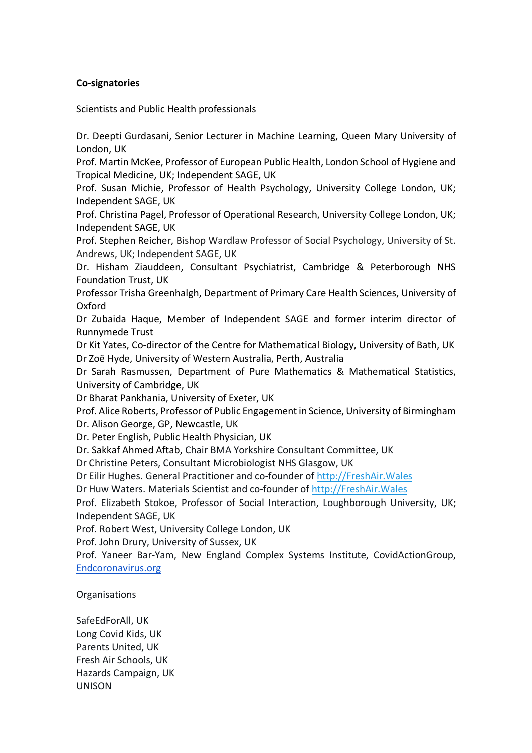**Co-signatories**

Scientists and Public Health professionals

Dr. Deepti Gurdasani, Senior Lecturer in Machine Learning, Queen Mary University of London, UK
Prof. Martin McKee, Professor of European Public Health, London School of Hygiene and Tropical Medicine, UK; Independent SAGE, UK
Prof. Susan Michie, Professor of Health Psychology, University College London, UK; Independent SAGE, UK
Prof. Christina Pagel, Professor of Operational Research, University College London, UK; Independent SAGE, UK
Prof. Stephen Reicher, Bishop Wardlaw Professor of Social Psychology, University of St. Andrews, UK; Independent SAGE, UK
Dr. Hisham Ziauddeen, Consultant Psychiatrist, Cambridge & Peterborough NHS Foundation Trust, UK
Professor Trisha Greenhalgh, Department of Primary Care Health Sciences, University of Oxford
Dr Zubaida Haque, Member of Independent SAGE and former interim director of Runnymede Trust
Dr Kit Yates, Co-director of the Centre for Mathematical Biology, University of Bath, UK
Dr Zoë Hyde, University of Western Australia, Perth, Australia
Dr Sarah Rasmussen, Department of Pure Mathematics & Mathematical Statistics, University of Cambridge, UK
Dr Bharat Pankhania, University of Exeter, UK
Prof. Alice Roberts, Professor of Public Engagement in Science, University of Birmingham
Dr. Alison George, GP, Newcastle, UK
Dr. Peter English, Public Health Physician, UK
Dr. Sakkaf Ahmed Aftab, Chair BMA Yorkshire Consultant Committee, UK
Dr Christine Peters, Consultant Microbiologist NHS Glasgow, UK
Dr Eilir Hughes. General Practitioner and co-founder of [http://FreshAir.Wales](http://FreshAir.Wales)
Dr Huw Waters. Materials Scientist and co-founder of [http://FreshAir.Wales](http://FreshAir.Wales)
Prof. Elizabeth Stokoe, Professor of Social Interaction, Loughborough University, UK; Independent SAGE, UK
Prof. Robert West, University College London, UK
Prof. John Drury, University of Sussex, UK
Prof. Yaneer Bar-Yam, New England Complex Systems Institute, CovidActionGroup, [Endcoronavirus.org](Endcoronavirus.org)

Organisations

SafeEdForAll, UK
Long Covid Kids, UK
Parents United, UK
Fresh Air Schools, UK
Hazards Campaign, UK
UNISON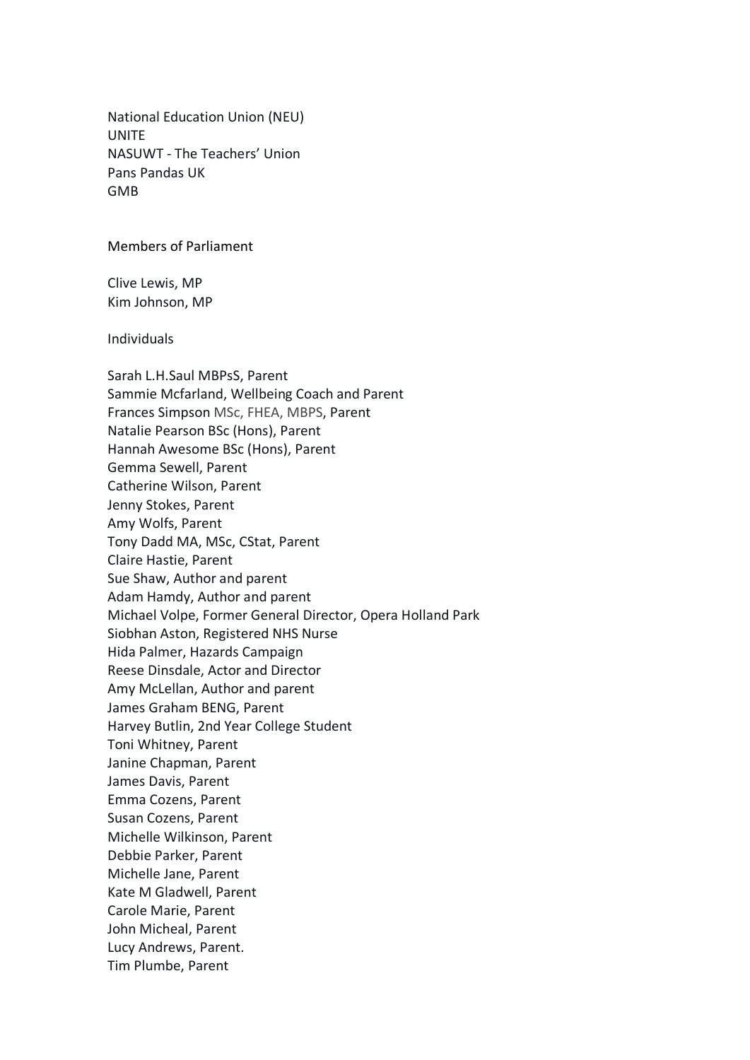National Education Union (NEU)
UNITE
NASUWT - The Teachers' Union
Pans Pandas UK
GMB

Members of Parliament

Clive Lewis, MP
Kim Johnson, MP

Individuals

Sarah L.H.Saul MBPsS, Parent
Sammie Mcfarland, Wellbeing Coach and Parent
Frances Simpson MSc, FHEA, MBPS, Parent
Natalie Pearson BSc (Hons), Parent
Hannah Awesome BSc (Hons), Parent
Gemma Sewell, Parent
Catherine Wilson, Parent
Jenny Stokes, Parent
Amy Wolfs, Parent
Tony Dadd MA, MSc, CStat, Parent
Claire Hastie, Parent
Sue Shaw, Author and parent
Adam Hamdy, Author and parent
Michael Volpe, Former General Director, Opera Holland Park
Siobhan Aston, Registered NHS Nurse
Hida Palmer, Hazards Campaign
Reese Dinsdale, Actor and Director
Amy McLellan, Author and parent
James Graham BENG, Parent
Harvey Butlin, 2nd Year College Student
Toni Whitney, Parent
Janine Chapman, Parent
James Davis, Parent
Emma Cozens, Parent
Susan Cozens, Parent
Michelle Wilkinson, Parent
Debbie Parker, Parent
Michelle Jane, Parent
Kate M Gladwell, Parent
Carole Marie, Parent
John Micheal, Parent
Lucy Andrews, Parent.
Tim Plumbe, Parent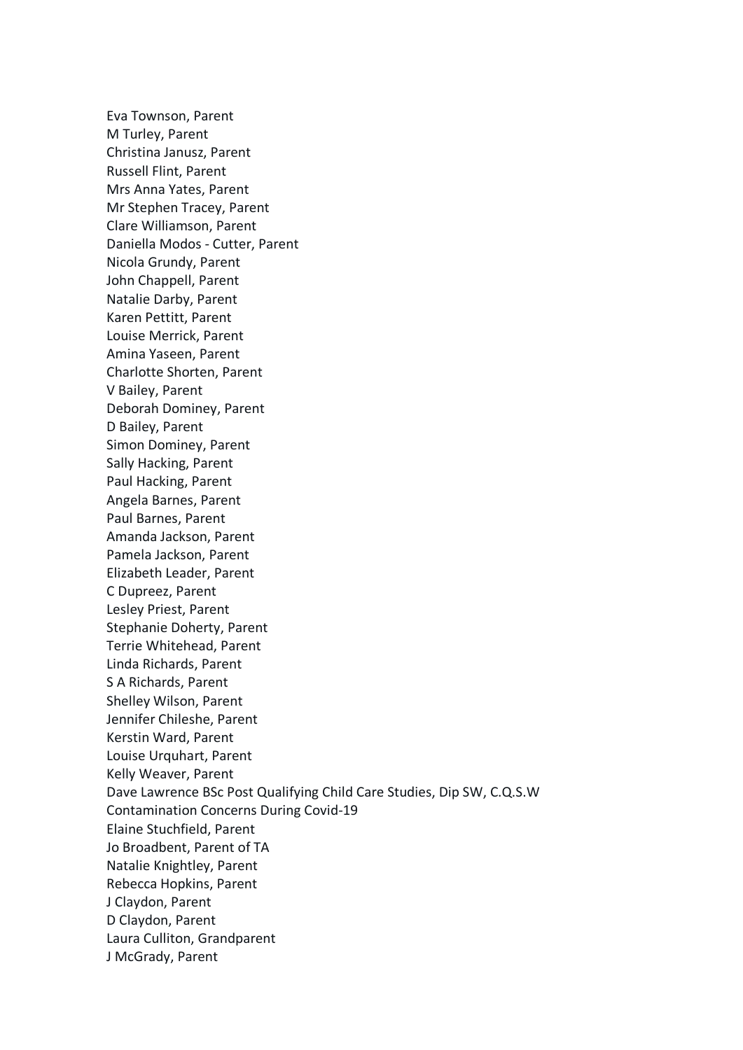Eva Townson, Parent  
M Turley, Parent  
Christina Janusz, Parent  
Russell Flint, Parent  
Mrs Anna Yates, Parent  
Mr Stephen Tracey, Parent  
Clare Williamson, Parent  
Daniella Modos - Cutter, Parent  
Nicola Grundy, Parent  
John Chappell, Parent  
Natalie Darby, Parent  
Karen Pettitt, Parent  
Louise Merrick, Parent  
Amina Yaseen, Parent  
Charlotte Shorten, Parent  
V Bailey, Parent  
Deborah Dominey, Parent  
D Bailey, Parent  
Simon Dominey, Parent  
Sally Hacking, Parent  
Paul Hacking, Parent  
Angela Barnes, Parent  
Paul Barnes, Parent  
Amanda Jackson, Parent  
Pamela Jackson, Parent  
Elizabeth Leader, Parent  
C Dupreez, Parent  
Lesley Priest, Parent  
Stephanie Doherty, Parent  
Terrie Whitehead, Parent  
Linda Richards, Parent  
S A Richards, Parent  
Shelley Wilson, Parent  
Jennifer Chileshe, Parent  
Kerstin Ward, Parent  
Louise Urquhart, Parent  
Kelly Weaver, Parent  
Dave Lawrence BSc Post Qualifying Child Care Studies, Dip SW, C.Q.S.W  
Contamination Concerns During Covid-19  
Elaine Stuchfield, Parent  
Jo Broadbent, Parent of TA  
Natalie Knightley, Parent  
Rebecca Hopkins, Parent  
J Claydon, Parent  
D Claydon, Parent  
Laura Culliton, Grandparent  
J McGrady, Parent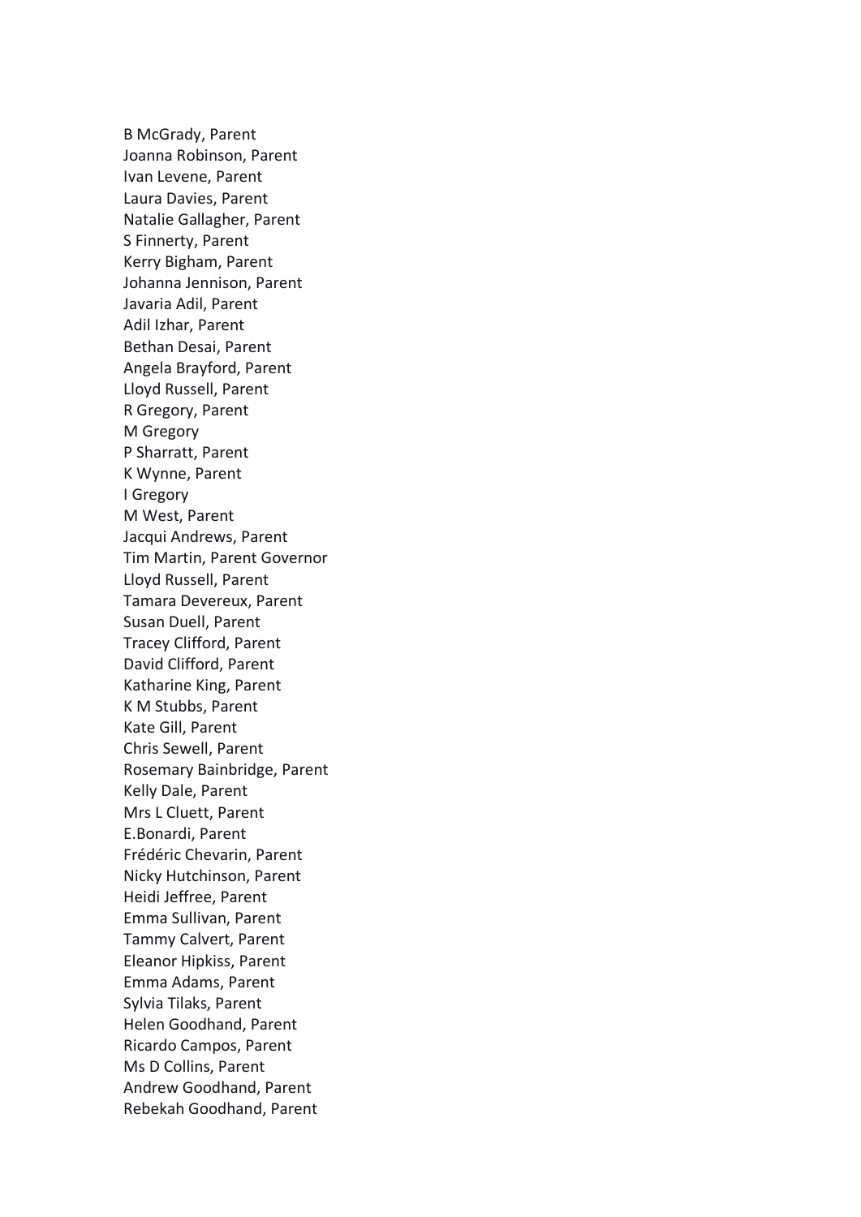B McGrady, Parent  
Joanna Robinson, Parent  
Ivan Levene, Parent  
Laura Davies, Parent  
Natalie Gallagher, Parent  
S Finnerty, Parent  
Kerry Bigham, Parent  
Johanna Jennison, Parent  
Javaria Adil, Parent  
Adil Izhar, Parent  
Bethan Desai, Parent  
Angela Brayford, Parent  
Lloyd Russell, Parent  
R Gregory, Parent  
M Gregory  
P Sharratt, Parent  
K Wynne, Parent  
I Gregory  
M West, Parent  
Jacqui Andrews, Parent  
Tim Martin, Parent Governor  
Lloyd Russell, Parent  
Tamara Devereux, Parent  
Susan Duell, Parent  
Tracey Clifford, Parent  
David Clifford, Parent  
Katharine King, Parent  
K M Stubbs, Parent  
Kate Gill, Parent  
Chris Sewell, Parent  
Rosemary Bainbridge, Parent  
Kelly Dale, Parent  
Mrs L Cluett, Parent  
E.Bonardi, Parent  
Frédéric Chevarin, Parent  
Nicky Hutchinson, Parent  
Heidi Jeffree, Parent  
Emma Sullivan, Parent  
Tammy Calvert, Parent  
Eleanor Hipkiss, Parent  
Emma Adams, Parent  
Sylvia Tilaks, Parent  
Helen Goodhand, Parent  
Ricardo Campos, Parent  
Ms D Collins, Parent  
Andrew Goodhand, Parent  
Rebekah Goodhand, Parent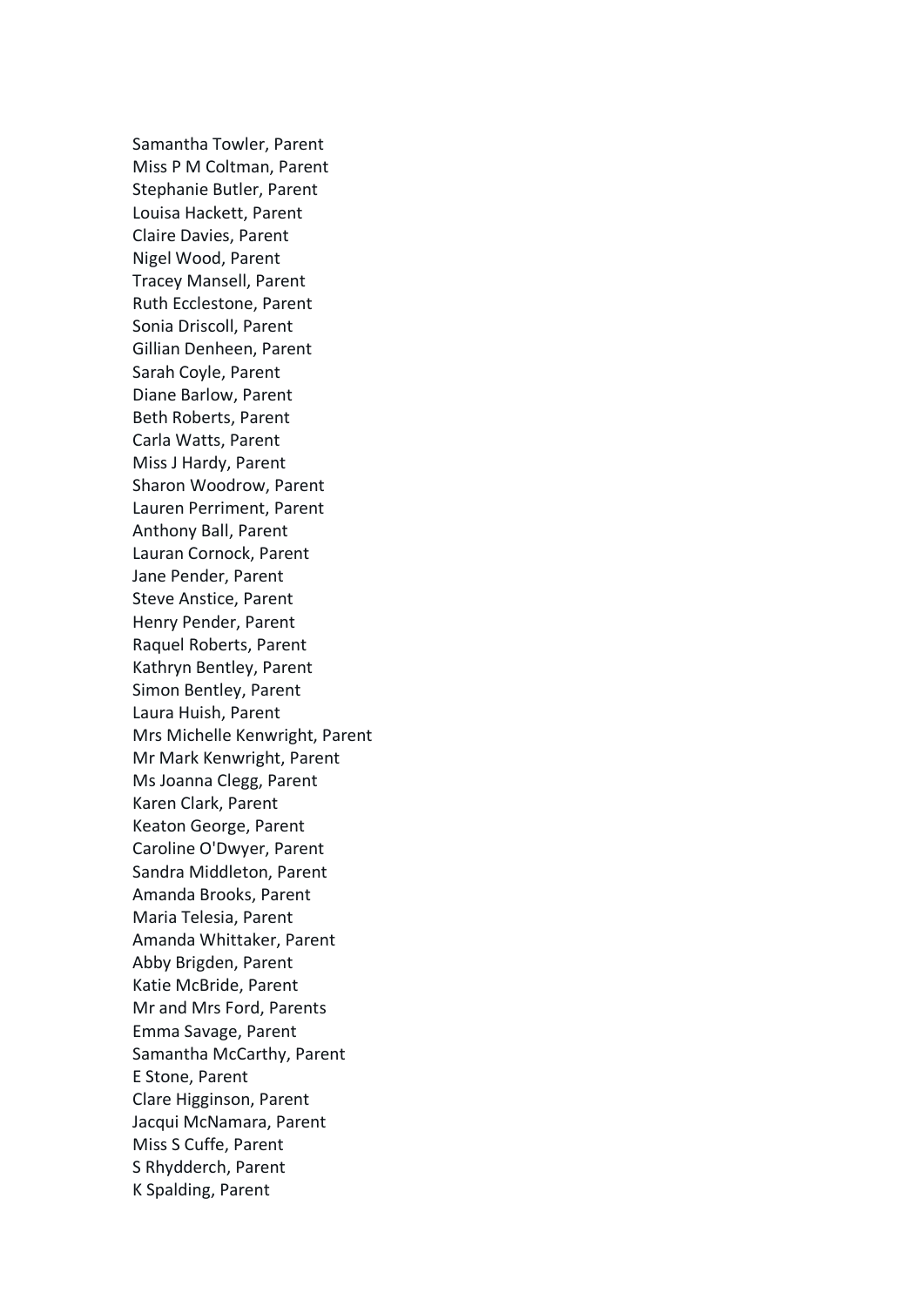Samantha Towler, Parent
Miss P M Coltman, Parent
Stephanie Butler, Parent
Louisa Hackett, Parent
Claire Davies, Parent
Nigel Wood, Parent
Tracey Mansell, Parent
Ruth Ecclestone, Parent
Sonia Driscoll, Parent
Gillian Denheen, Parent
Sarah Coyle, Parent
Diane Barlow, Parent
Beth Roberts, Parent
Carla Watts, Parent
Miss J Hardy, Parent
Sharon Woodrow, Parent
Lauren Perriment, Parent
Anthony Ball, Parent
Lauran Cornock, Parent
Jane Pender, Parent
Steve Anstice, Parent
Henry Pender, Parent
Raquel Roberts, Parent
Kathryn Bentley, Parent
Simon Bentley, Parent
Laura Huish, Parent
Mrs Michelle Kenwright, Parent
Mr Mark Kenwright, Parent
Ms Joanna Clegg, Parent
Karen Clark, Parent
Keaton George, Parent
Caroline O'Dwyer, Parent
Sandra Middleton, Parent
Amanda Brooks, Parent
Maria Telesia, Parent
Amanda Whittaker, Parent
Abby Brigden, Parent
Katie McBride, Parent
Mr and Mrs Ford, Parents
Emma Savage, Parent
Samantha McCarthy, Parent
E Stone, Parent
Clare Higginson, Parent
Jacqui McNamara, Parent
Miss S Cuffe, Parent
S Rhydderch, Parent
K Spalding, Parent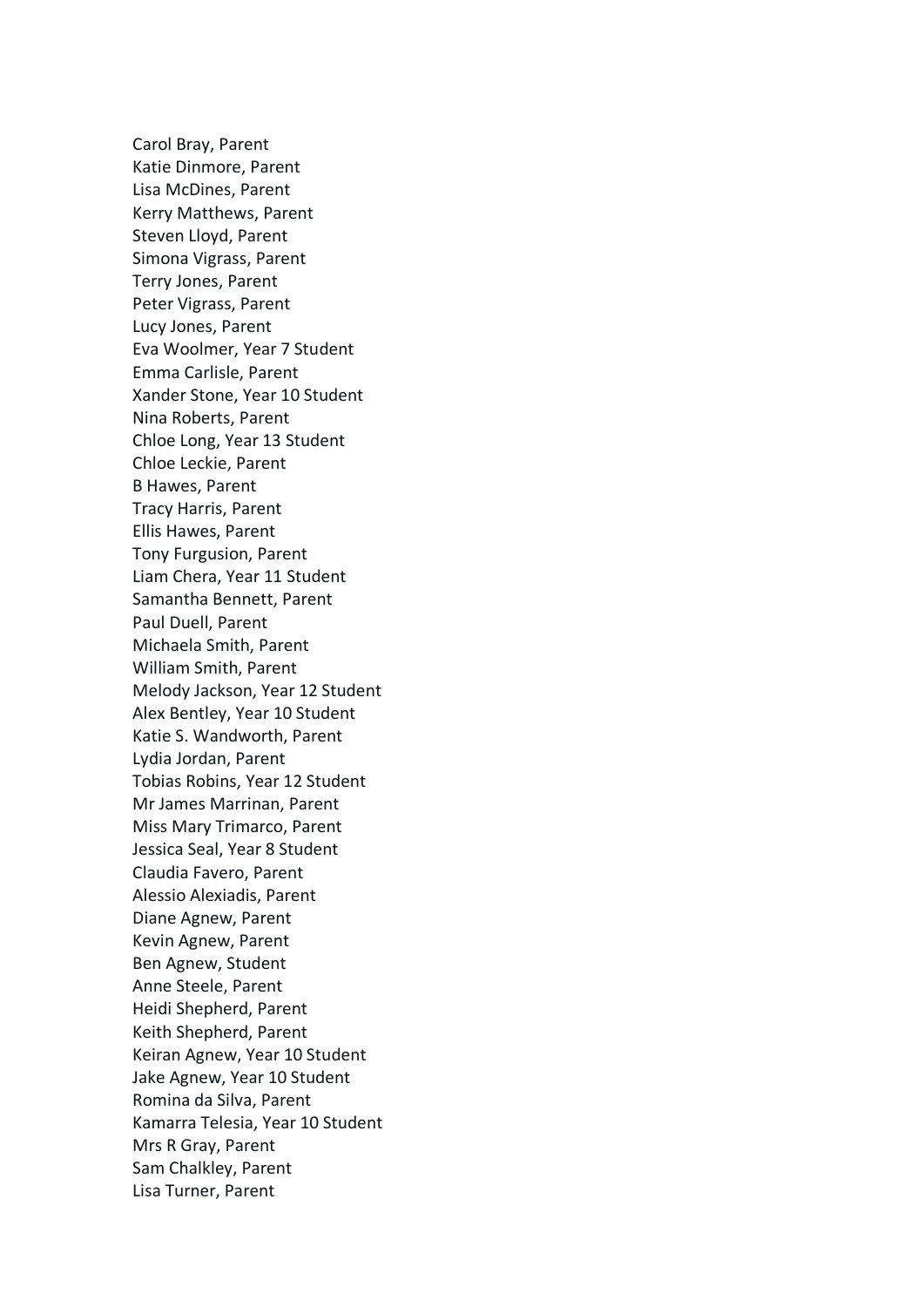Carol Bray, Parent
Katie Dinmore, Parent
Lisa McDines, Parent
Kerry Matthews, Parent
Steven Lloyd, Parent
Simona Vigrass, Parent
Terry Jones, Parent
Peter Vigrass, Parent
Lucy Jones, Parent
Eva Woolmer, Year 7 Student
Emma Carlisle, Parent
Xander Stone, Year 10 Student
Nina Roberts, Parent
Chloe Long, Year 13 Student
Chloe Leckie, Parent
B Hawes, Parent
Tracy Harris, Parent
Ellis Hawes, Parent
Tony Furgusion, Parent
Liam Chera, Year 11 Student
Samantha Bennett, Parent
Paul Duell, Parent
Michaela Smith, Parent
William Smith, Parent
Melody Jackson, Year 12 Student
Alex Bentley, Year 10 Student
Katie S. Wandworth, Parent
Lydia Jordan, Parent
Tobias Robins, Year 12 Student
Mr James Marrinan, Parent
Miss Mary Trimarco, Parent
Jessica Seal, Year 8 Student
Claudia Favero, Parent
Alessio Alexiadis, Parent
Diane Agnew, Parent
Kevin Agnew, Parent
Ben Agnew, Student
Anne Steele, Parent
Heidi Shepherd, Parent
Keith Shepherd, Parent
Keiran Agnew, Year 10 Student
Jake Agnew, Year 10 Student
Romina da Silva, Parent
Kamarra Telesia, Year 10 Student
Mrs R Gray, Parent
Sam Chalkley, Parent
Lisa Turner, Parent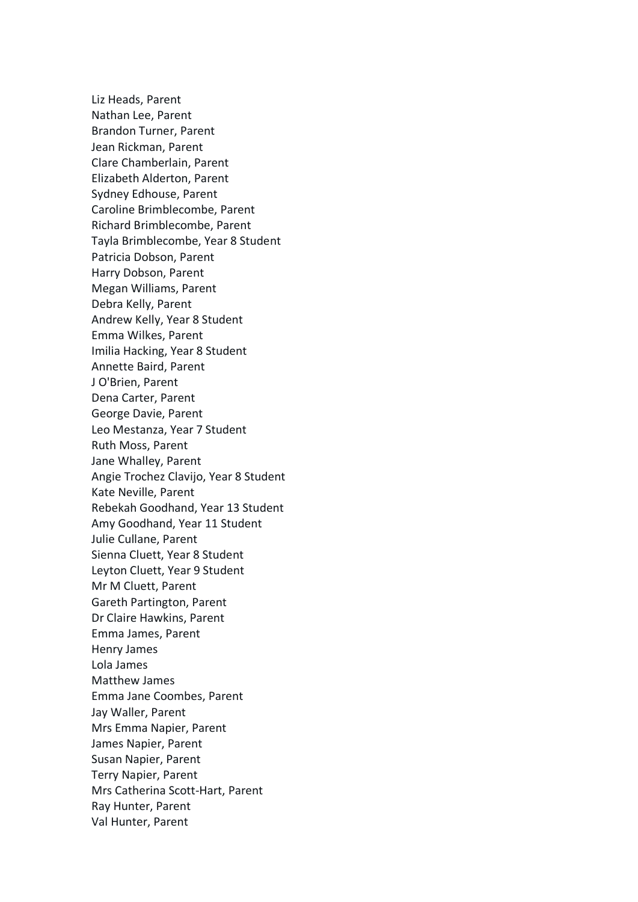Liz Heads, Parent
Nathan Lee, Parent
Brandon Turner, Parent
Jean Rickman, Parent
Clare Chamberlain, Parent
Elizabeth Alderton, Parent
Sydney Edhouse, Parent
Caroline Brimblecombe, Parent
Richard Brimblecombe, Parent
Tayla Brimblecombe, Year 8 Student
Patricia Dobson, Parent
Harry Dobson, Parent
Megan Williams, Parent
Debra Kelly, Parent
Andrew Kelly, Year 8 Student
Emma Wilkes, Parent
Imilia Hacking, Year 8 Student
Annette Baird, Parent
J O'Brien, Parent
Dena Carter, Parent
George Davie, Parent
Leo Mestanza, Year 7 Student
Ruth Moss, Parent
Jane Whalley, Parent
Angie Trochez Clavijo, Year 8 Student
Kate Neville, Parent
Rebekah Goodhand, Year 13 Student
Amy Goodhand, Year 11 Student
Julie Cullane, Parent
Sienna Cluett, Year 8 Student
Leyton Cluett, Year 9 Student
Mr M Cluett, Parent
Gareth Partington, Parent
Dr Claire Hawkins, Parent
Emma James, Parent
Henry James
Lola James
Matthew James
Emma Jane Coombes, Parent
Jay Waller, Parent
Mrs Emma Napier, Parent
James Napier, Parent
Susan Napier, Parent
Terry Napier, Parent
Mrs Catherina Scott-Hart, Parent
Ray Hunter, Parent
Val Hunter, Parent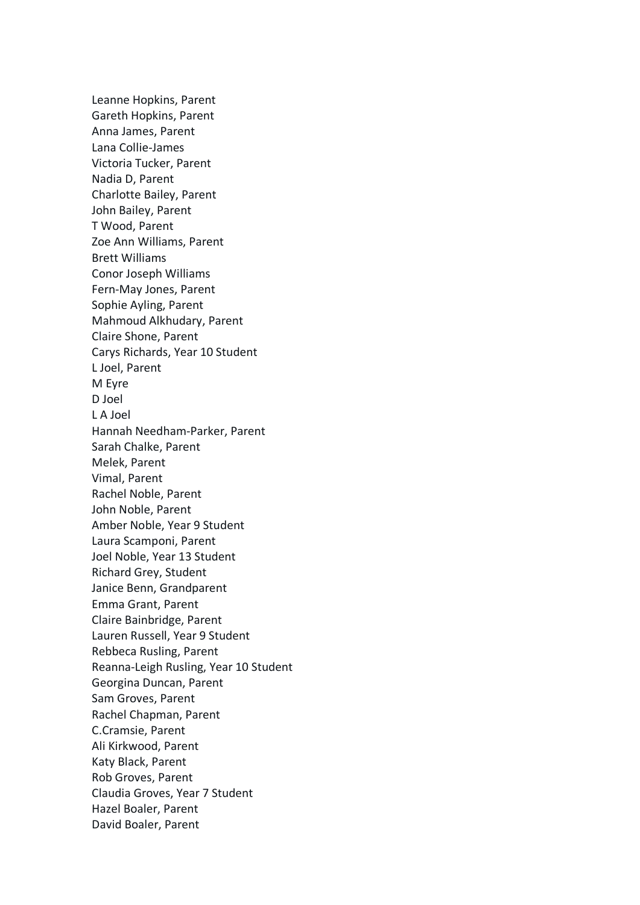Leanne Hopkins, Parent
Gareth Hopkins, Parent
Anna James, Parent
Lana Collie-James
Victoria Tucker, Parent
Nadia D, Parent
Charlotte Bailey, Parent
John Bailey, Parent
T Wood, Parent
Zoe Ann Williams, Parent
Brett Williams
Conor Joseph Williams
Fern-May Jones, Parent
Sophie Ayling, Parent
Mahmoud Alkhudary, Parent
Claire Shone, Parent
Carys Richards, Year 10 Student
L Joel, Parent
M Eyre
D Joel
L A Joel
Hannah Needham-Parker, Parent
Sarah Chalke, Parent
Melek, Parent
Vimal, Parent
Rachel Noble, Parent
John Noble, Parent
Amber Noble, Year 9 Student
Laura Scamponi, Parent
Joel Noble, Year 13 Student
Richard Grey, Student
Janice Benn, Grandparent
Emma Grant, Parent
Claire Bainbridge, Parent
Lauren Russell, Year 9 Student
Rebbeca Rusling, Parent
Reanna-Leigh Rusling, Year 10 Student
Georgina Duncan, Parent
Sam Groves, Parent
Rachel Chapman, Parent
C.Cramsie, Parent
Ali Kirkwood, Parent
Katy Black, Parent
Rob Groves, Parent
Claudia Groves, Year 7 Student
Hazel Boaler, Parent
David Boaler, Parent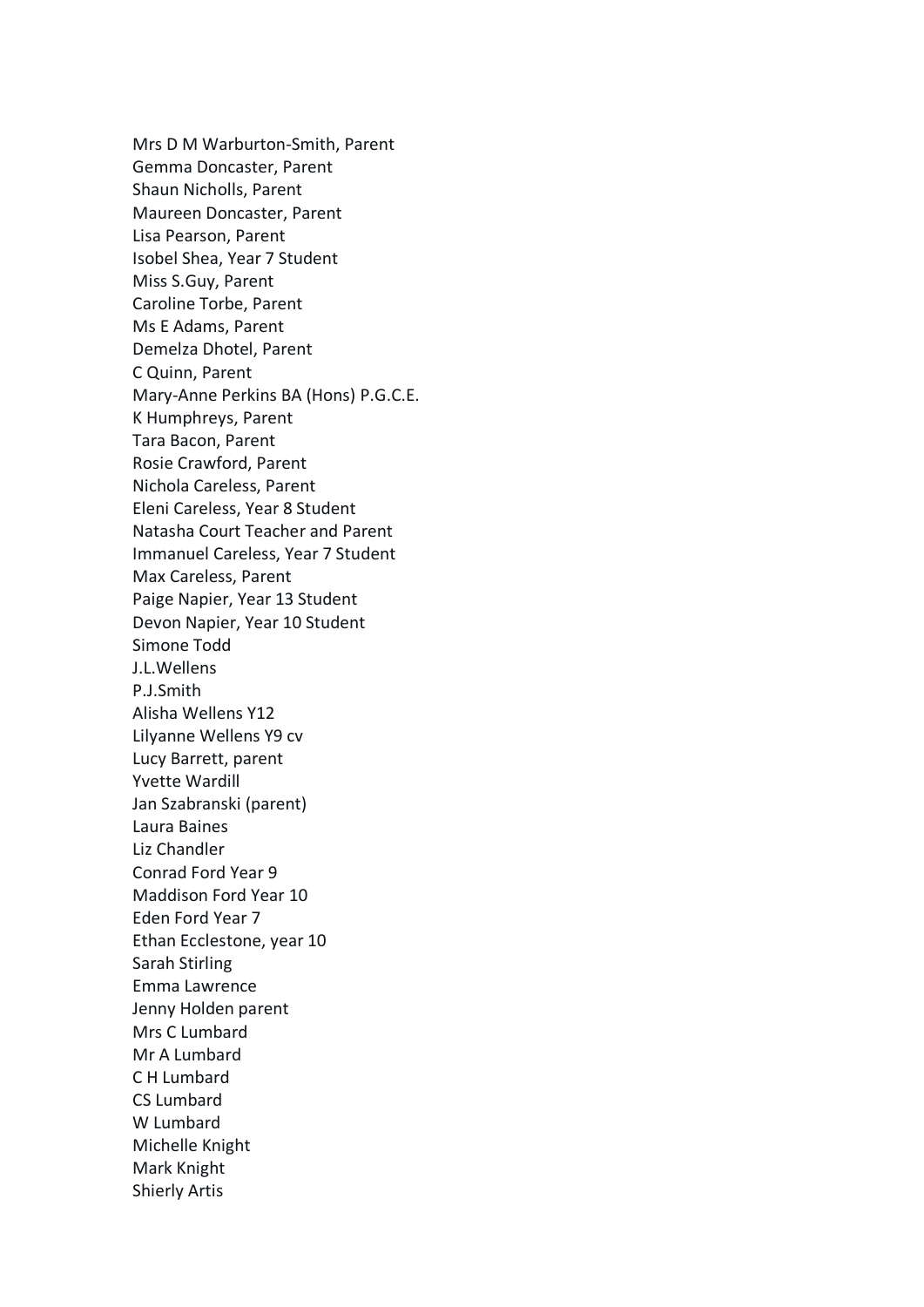Mrs D M Warburton-Smith, Parent
Gemma Doncaster, Parent
Shaun Nicholls, Parent
Maureen Doncaster, Parent
Lisa Pearson, Parent
Isobel Shea, Year 7 Student
Miss S.Guy, Parent
Caroline Torbe, Parent
Ms E Adams, Parent
Demelza Dhotel, Parent
C Quinn, Parent
Mary-Anne Perkins BA (Hons) P.G.C.E.
K Humphreys, Parent
Tara Bacon, Parent
Rosie Crawford, Parent
Nichola Careless, Parent
Eleni Careless, Year 8 Student
Natasha Court Teacher and Parent
Immanuel Careless, Year 7 Student
Max Careless, Parent
Paige Napier, Year 13 Student
Devon Napier, Year 10 Student
Simone Todd
J.L.Wellens
P.J.Smith
Alisha Wellens Y12
Lilyanne Wellens Y9 cv
Lucy Barrett, parent
Yvette Wardill
Jan Szabranski (parent)
Laura Baines
Liz Chandler
Conrad Ford Year 9
Maddison Ford Year 10
Eden Ford Year 7
Ethan Ecclestone, year 10
Sarah Stirling
Emma Lawrence
Jenny Holden parent
Mrs C Lumbard
Mr A Lumbard
C H Lumbard
CS Lumbard
W Lumbard
Michelle Knight
Mark Knight
Shierly Artis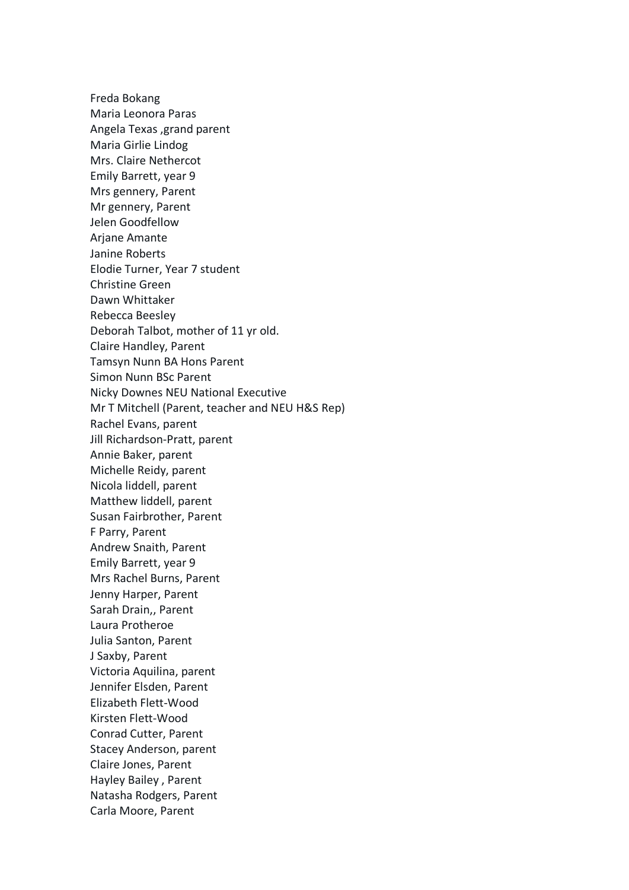Freda Bokang
Maria Leonora Paras
Angela Texas ,grand parent
Maria Girlie Lindog
Mrs. Claire Nethercot
Emily Barrett, year 9
Mrs gennery, Parent
Mr gennery, Parent
Jelen Goodfellow
Arjane Amante
Janine Roberts
Elodie Turner, Year 7 student
Christine Green
Dawn Whittaker
Rebecca Beesley
Deborah Talbot, mother of 11 yr old.
Claire Handley, Parent
Tamsyn Nunn BA Hons Parent
Simon Nunn BSc Parent
Nicky Downes NEU National Executive
Mr T Mitchell (Parent, teacher and NEU H&S Rep)
Rachel Evans, parent
Jill Richardson-Pratt, parent
Annie Baker, parent
Michelle Reidy, parent
Nicola liddell, parent
Matthew liddell, parent
Susan Fairbrother, Parent
F Parry, Parent
Andrew Snaith, Parent
Emily Barrett, year 9
Mrs Rachel Burns, Parent
Jenny Harper, Parent
Sarah Drain,, Parent
Laura Protheroe
Julia Santon, Parent
J Saxby, Parent
Victoria Aquilina, parent
Jennifer Elsden, Parent
Elizabeth Flett-Wood
Kirsten Flett-Wood
Conrad Cutter, Parent
Stacey Anderson, parent
Claire Jones, Parent
Hayley Bailey , Parent
Natasha Rodgers, Parent
Carla Moore, Parent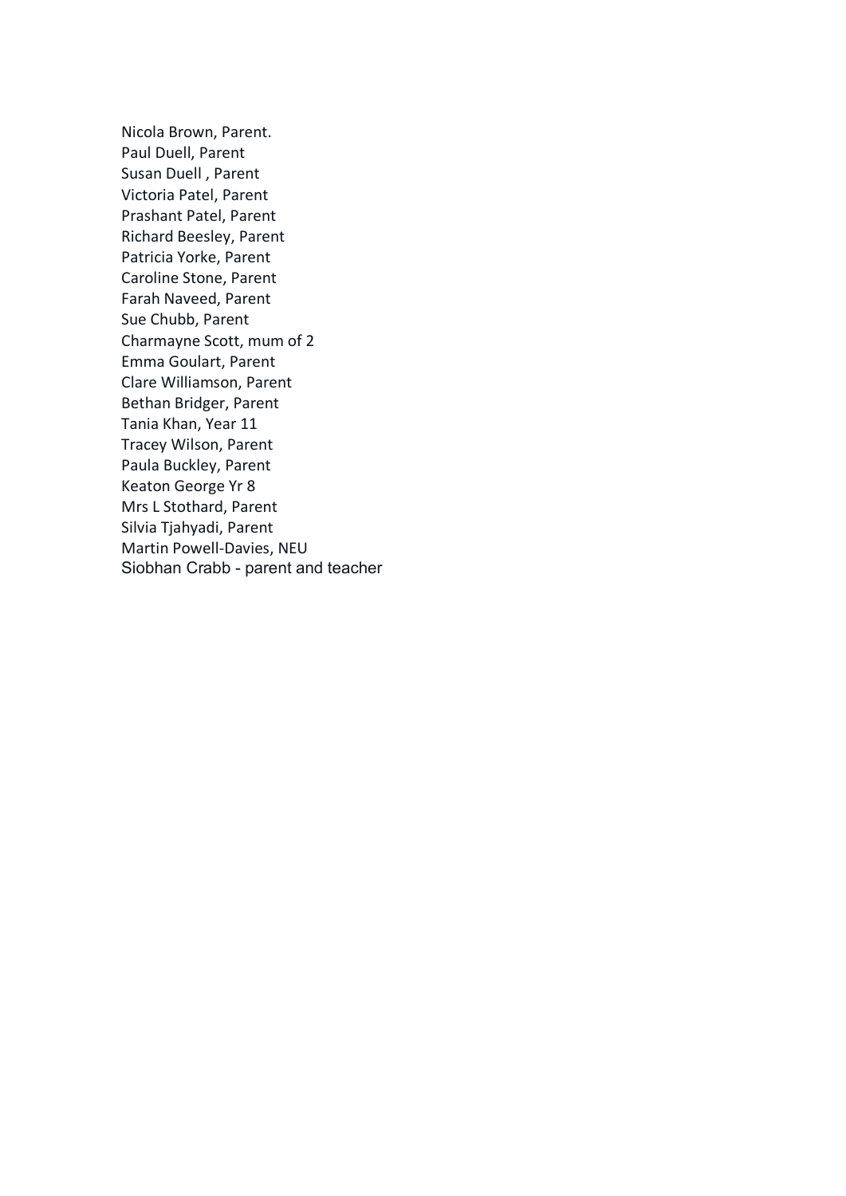Nicola Brown, Parent.
Paul Duell, Parent
Susan Duell , Parent
Victoria Patel, Parent
Prashant Patel, Parent
Richard Beesley, Parent
Patricia Yorke, Parent
Caroline Stone, Parent
Farah Naveed, Parent
Sue Chubb, Parent
Charmayne Scott, mum of 2
Emma Goulart, Parent
Clare Williamson, Parent
Bethan Bridger, Parent
Tania Khan, Year 11
Tracey Wilson, Parent
Paula Buckley, Parent
Keaton George Yr 8
Mrs L Stothard, Parent
Silvia Tjahyadi, Parent
Martin Powell-Davies, NEU
Siobhan Crabb - parent and teacher